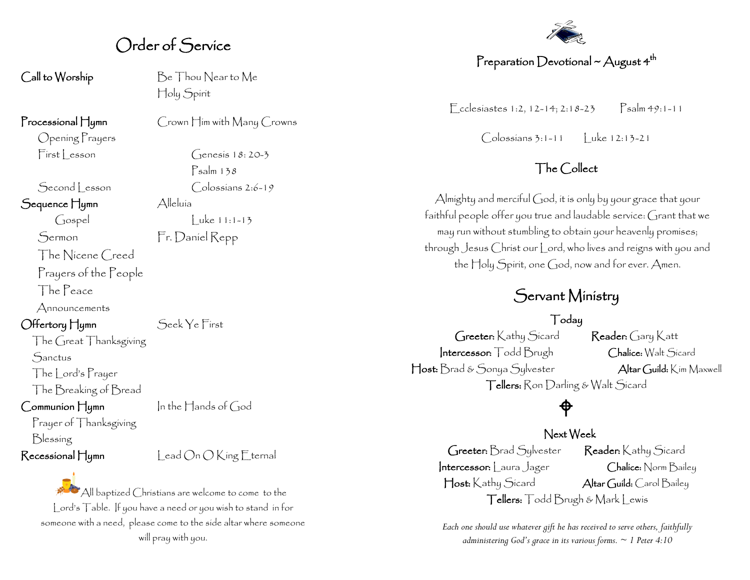# Order of Service

**Call to Worship** — Be Thou Near to Me
Holy Spirit

**Processional Hymn** — Crown Him with Many Crowns

Opening Prayers

First Lesson — Genesis 18: 20-3
Psalm 138

Second Lesson — Colossians 2:6-19

**Sequence Hymn** — Alleluia

Gospel — Luke 11:1-13

Sermon — Fr. Daniel Repp

The Nicene Creed

Prayers of the People

The Peace

Announcements

**Offertory Hymn** — Seek Ye First

The Great Thanksgiving

Sanctus

The Lord's Prayer

The Breaking of Bread

**Communion Hymn** — In the Hands of God

Prayer of Thanksgiving

Blessing

**Recessional Hymn** — Lead On O King Eternal

All baptized Christians are welcome to come to the Lord's Table. If you have a need or you wish to stand in for someone with a need, please come to the side altar where someone will pray with you.

## Preparation Devotional ~ August 4th

Ecclesiastes 1:2, 12-14; 2:18-23 Psalm 49:1-11

Colossians 3:1-11 Luke 12:13-21

## The Collect

Almighty and merciful God, it is only by your grace that your faithful people offer you true and laudable service: Grant that we may run without stumbling to obtain your heavenly promises; through Jesus Christ our Lord, who lives and reigns with you and the Holy Spirit, one God, now and for ever. Amen.

# Servant Ministry

### Today

**Greeter:** Kathy Sicard **Reader:** Gary Katt

**Intercessor:** Todd Brugh **Chalice:** Walt Sicard

**Host:** Brad & Sonya Sylvester **Altar Guild:** Kim Maxwell

**Tellers:** Ron Darling & Walt Sicard

### Next Week

**Greeter:** Brad Sylvester **Reader:** Kathy Sicard

**Intercessor:** Laura Jager **Chalice:** Norm Bailey

**Host:** Kathy Sicard **Altar Guild:** Carol Bailey

**Tellers:** Todd Brugh & Mark Lewis

*Each one should use whatever gift he has received to serve others, faithfully administering God's grace in its various forms. ~ 1 Peter 4:10*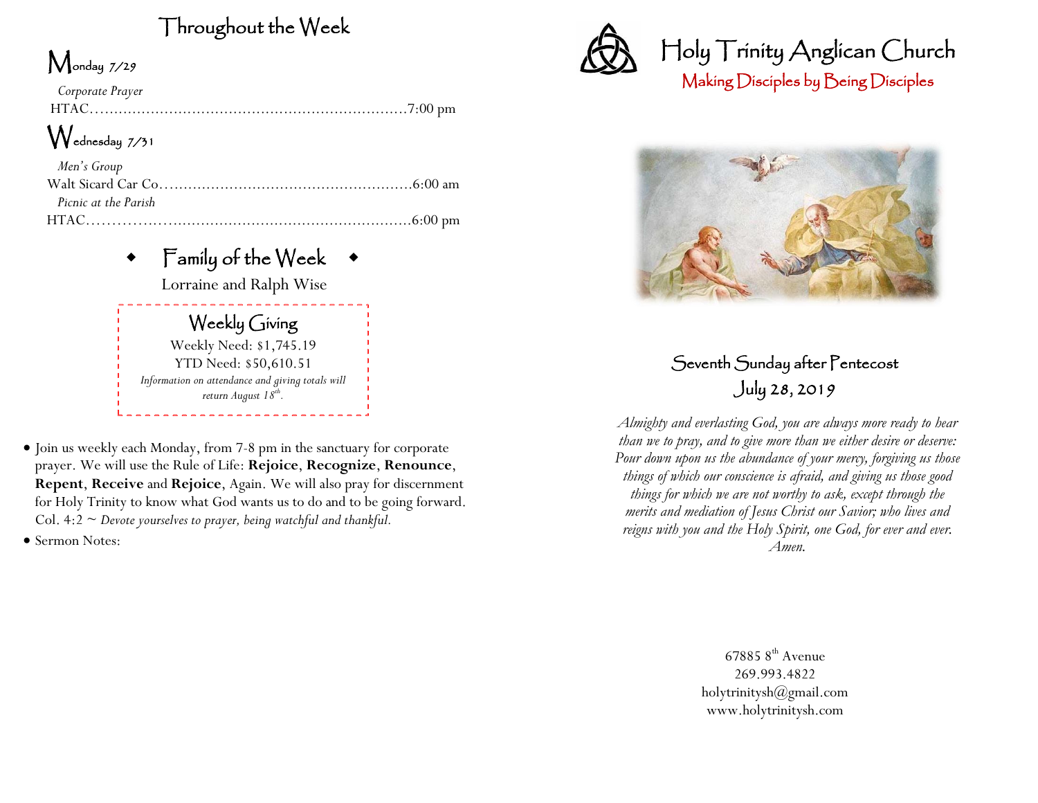# Throughout the Week

## Monday 7/29

*Corporate Prayer*
HTAC.....................................................................7:00 pm

## Wednesday 7/31

*Men's Group*
Walt Sicard Car Co.......................................................6:00 am
*Picnic at the Parish*
HTAC.....................................................................6:00 pm

## ◆ Family of the Week ◆

Lorraine and Ralph Wise

## Weekly Giving

Weekly Need: $1,745.19
YTD Need: $50,610.51
*Information on attendance and giving totals will return August 18th.*

- Join us weekly each Monday, from 7-8 pm in the sanctuary for corporate prayer. We will use the Rule of Life: **Rejoice**, **Recognize**, **Renounce**, **Repent**, **Receive** and **Rejoice**, Again. We will also pray for discernment for Holy Trinity to know what God wants us to do and to be going forward. Col. 4:2 ~ *Devote yourselves to prayer, being watchful and thankful.*
- Sermon Notes:

# Holy Trinity Anglican Church

Making Disciples by Being Disciples

## Seventh Sunday after Pentecost
## July 28, 2019

*Almighty and everlasting God, you are always more ready to hear than we to pray, and to give more than we either desire or deserve: Pour down upon us the abundance of your mercy, forgiving us those things of which our conscience is afraid, and giving us those good things for which we are not worthy to ask, except through the merits and mediation of Jesus Christ our Savior; who lives and reigns with you and the Holy Spirit, one God, for ever and ever. Amen.*

67885 8th Avenue
269.993.4822
holytrinitysh@gmail.com
www.holytrinitysh.com